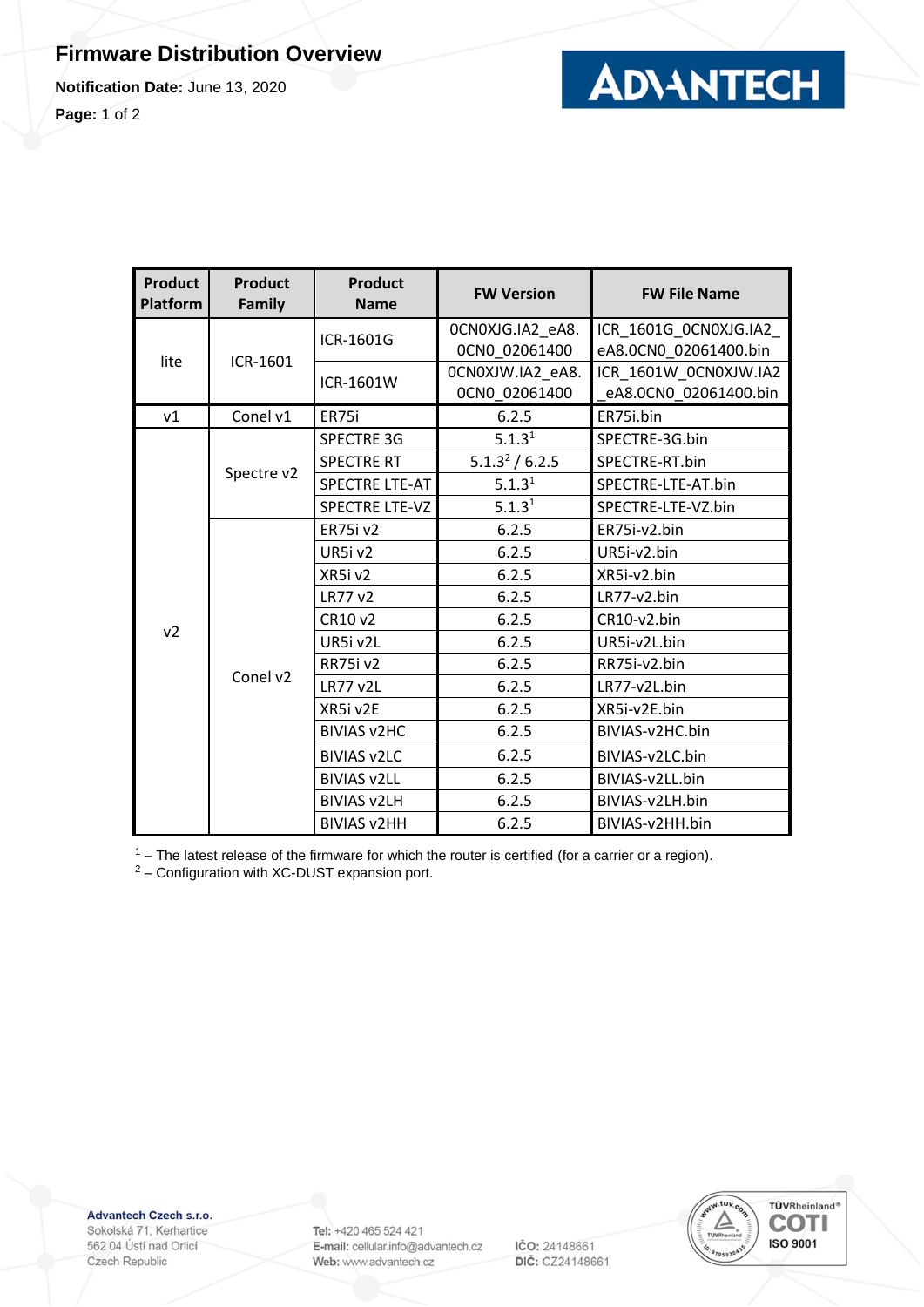# Firmware Distribution Overview

**Notification Date:** June 13, 2020

| Product Platform | Product Family | Product Name | FW Version | FW File Name |
|---|---|---|---|---|
| lite | ICR-1601 | ICR-1601G | 0CN0XJG.IA2_eA8.0CN0_02061400 | ICR_1601G_0CN0XJG.IA2_eA8.0CN0_02061400.bin |
| | | ICR-1601W | 0CN0XJW.IA2_eA8.0CN0_02061400 | ICR_1601W_0CN0XJW.IA2_eA8.0CN0_02061400.bin |
| v1 | Conel v1 | ER75i | 6.2.5 | ER75i.bin |
| v2 | Spectre v2 | SPECTRE 3G | 5.1.3[1] | SPECTRE-3G.bin |
| | | SPECTRE RT | 5.1.3[2] / 6.2.5 | SPECTRE-RT.bin |
| | | SPECTRE LTE-AT | 5.1.3[1] | SPECTRE-LTE-AT.bin |
| | | SPECTRE LTE-VZ | 5.1.3[1] | SPECTRE-LTE-VZ.bin |
| | Conel v2 | ER75i v2 | 6.2.5 | ER75i-v2.bin |
| | | UR5i v2 | 6.2.5 | UR5i-v2.bin |
| | | XR5i v2 | 6.2.5 | XR5i-v2.bin |
| | | LR77 v2 | 6.2.5 | LR77-v2.bin |
| | | CR10 v2 | 6.2.5 | CR10-v2.bin |
| | | UR5i v2L | 6.2.5 | UR5i-v2L.bin |
| | | RR75i v2 | 6.2.5 | RR75i-v2.bin |
| | | LR77 v2L | 6.2.5 | LR77-v2L.bin |
| | | XR5i v2E | 6.2.5 | XR5i-v2E.bin |
| | | BIVIAS v2HC | 6.2.5 | BIVIAS-v2HC.bin |
| | | BIVIAS v2LC | 6.2.5 | BIVIAS-v2LC.bin |
| | | BIVIAS v2LL | 6.2.5 | BIVIAS-v2LL.bin |
| | | BIVIAS v2LH | 6.2.5 | BIVIAS-v2LH.bin |
| | | BIVIAS v2HH | 6.2.5 | BIVIAS-v2HH.bin |

[1] – The latest release of the firmware for which the router is certified (for a carrier or a region).
[2] – Configuration with XC-DUST expansion port.

**Advantech Czech s.r.o.**
Sokolská 71, Kerhartice
562 04 Ústí nad Orlicí
Czech Republic

**Tel:** +420 465 524 421
**E-mail:** cellular.info@advantech.cz
**Web:** www.advantech.cz

**IČO:** 24148661
**DIČ:** CZ24148661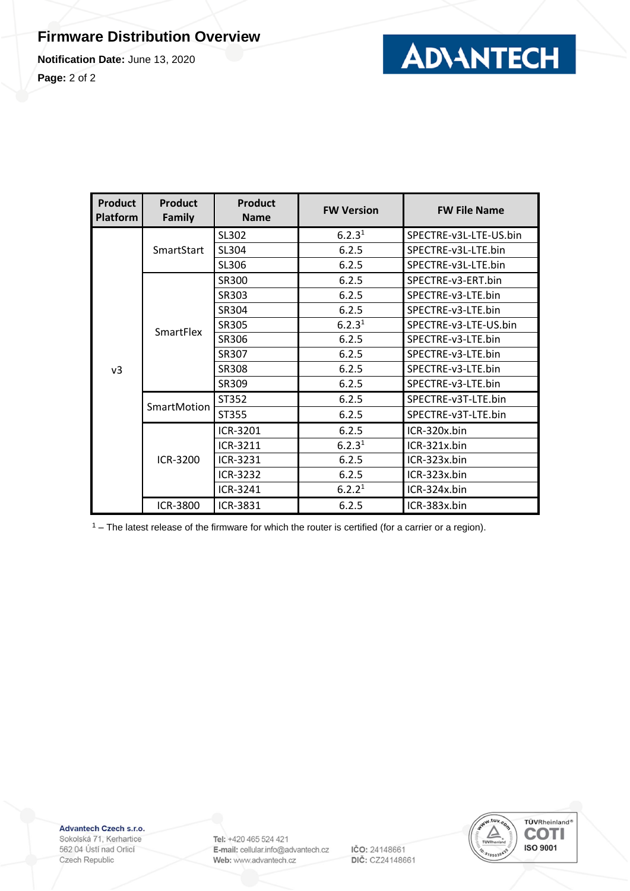| Product Platform | Product Family | Product Name | FW Version | FW File Name |
|---|---|---|---|---|
| v3 | SmartStart | SL302 | 6.2.3[1] | SPECTRE-v3L-LTE-US.bin |
| | | SL304 | 6.2.5 | SPECTRE-v3L-LTE.bin |
| | | SL306 | 6.2.5 | SPECTRE-v3L-LTE.bin |
| | SmartFlex | SR300 | 6.2.5 | SPECTRE-v3-ERT.bin |
| | | SR303 | 6.2.5 | SPECTRE-v3-LTE.bin |
| | | SR304 | 6.2.5 | SPECTRE-v3-LTE.bin |
| | | SR305 | 6.2.3[1] | SPECTRE-v3-LTE-US.bin |
| | | SR306 | 6.2.5 | SPECTRE-v3-LTE.bin |
| | | SR307 | 6.2.5 | SPECTRE-v3-LTE.bin |
| | | SR308 | 6.2.5 | SPECTRE-v3-LTE.bin |
| | | SR309 | 6.2.5 | SPECTRE-v3-LTE.bin |
| | SmartMotion | ST352 | 6.2.5 | SPECTRE-v3T-LTE.bin |
| | | ST355 | 6.2.5 | SPECTRE-v3T-LTE.bin |
| | ICR-3200 | ICR-3201 | 6.2.5 | ICR-320x.bin |
| | | ICR-3211 | 6.2.3[1] | ICR-321x.bin |
| | | ICR-3231 | 6.2.5 | ICR-323x.bin |
| | | ICR-3232 | 6.2.5 | ICR-323x.bin |
| | | ICR-3241 | 6.2.2[1] | ICR-324x.bin |
| | ICR-3800 | ICR-3831 | 6.2.5 | ICR-383x.bin |

[1] – The latest release of the firmware for which the router is certified (for a carrier or a region).